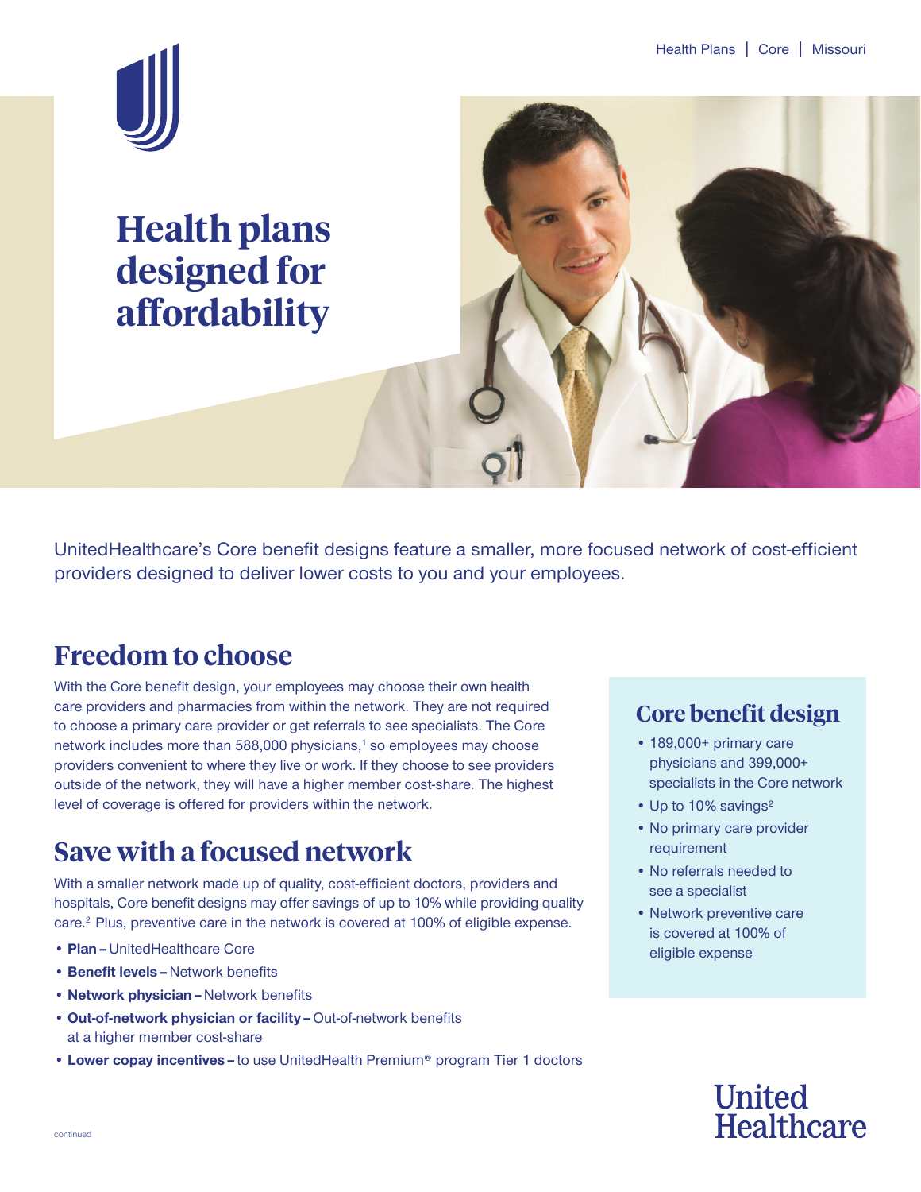Health Plans | Core | Missouri

# Health plans designed for affordability

UnitedHealthcare's Core benefit designs feature a smaller, more focused network of cost-efficient providers designed to deliver lower costs to you and your employees.

## Freedom to choose

With the Core benefit design, your employees may choose their own health care providers and pharmacies from within the network. They are not required to choose a primary care provider or get referrals to see specialists. The Core network includes more than 588,000 physicians,[1] so employees may choose providers convenient to where they live or work. If they choose to see providers outside of the network, they will have a higher member cost-share. The highest level of coverage is offered for providers within the network.

## Save with a focused network

With a smaller network made up of quality, cost-efficient doctors, providers and hospitals, Core benefit designs may offer savings of up to 10% while providing quality care.[2] Plus, preventive care in the network is covered at 100% of eligible expense.

- **Plan –** UnitedHealthcare Core
- **Benefit levels –** Network benefits
- **Network physician –** Network benefits
- **Out-of-network physician or facility –** Out-of-network benefits at a higher member cost-share
- **Lower copay incentives –** to use UnitedHealth Premium® program Tier 1 doctors

## Core benefit design

- 189,000+ primary care physicians and 399,000+ specialists in the Core network
- Up to 10% savings[2]
- No primary care provider requirement
- No referrals needed to see a specialist
- Network preventive care is covered at 100% of eligible expense

continued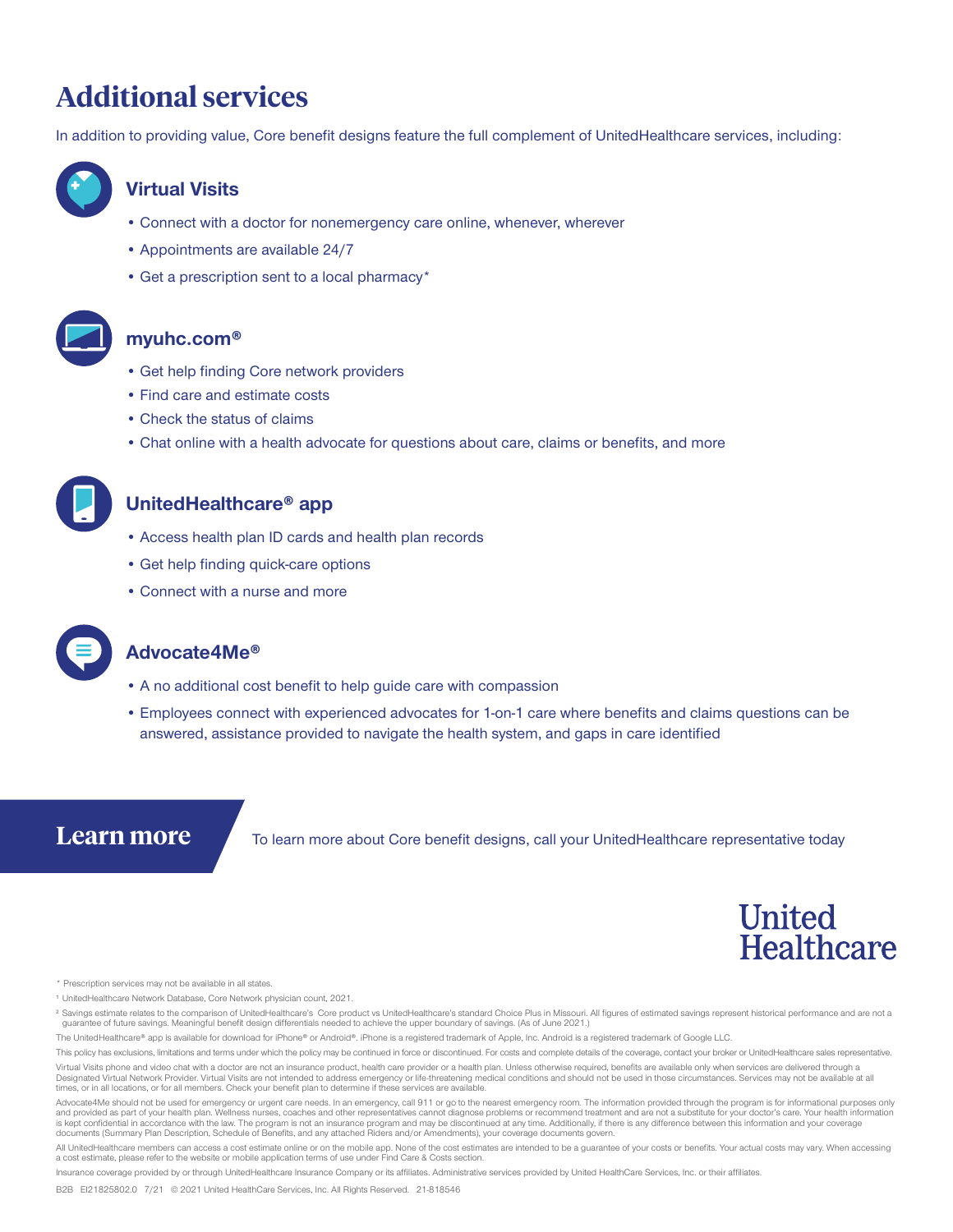# Additional services

In addition to providing value, Core benefit designs feature the full complement of UnitedHealthcare services, including:

## Virtual Visits

- Connect with a doctor for nonemergency care online, whenever, wherever
- Appointments are available 24/7
- Get a prescription sent to a local pharmacy*

## myuhc.com®

- Get help finding Core network providers
- Find care and estimate costs
- Check the status of claims
- Chat online with a health advocate for questions about care, claims or benefits, and more

## UnitedHealthcare® app

- Access health plan ID cards and health plan records
- Get help finding quick-care options
- Connect with a nurse and more

## Advocate4Me®

- A no additional cost benefit to help guide care with compassion
- Employees connect with experienced advocates for 1-on-1 care where benefits and claims questions can be answered, assistance provided to navigate the health system, and gaps in care identified

## Learn more

To learn more about Core benefit designs, call your UnitedHealthcare representative today

United Healthcare

\* Prescription services may not be available in all states.

[1] UnitedHealthcare Network Database, Core Network physician count, 2021.

[2] Savings estimate relates to the comparison of UnitedHealthcare's Core product vs UnitedHealthcare's standard Choice Plus in Missouri. All figures of estimated savings represent historical performance and are not a guarantee of future savings. Meaningful benefit design differentials needed to achieve the upper boundary of savings. (As of June 2021.)

The UnitedHealthcare® app is available for download for iPhone® or Android®. iPhone is a registered trademark of Apple, Inc. Android is a registered trademark of Google LLC.

This policy has exclusions, limitations and terms under which the policy may be continued in force or discontinued. For costs and complete details of the coverage, contact your broker or UnitedHealthcare sales representative.

Virtual Visits phone and video chat with a doctor are not an insurance product, health care provider or a health plan. Unless otherwise required, benefits are available only when services are delivered through a Designated Virtual Network Provider. Virtual Visits are not intended to address emergency or life-threatening medical conditions and should not be used in those circumstances. Services may not be available at all times, or in all locations, or for all members. Check your benefit plan to determine if these services are available.

Advocate4Me should not be used for emergency or urgent care needs. In an emergency, call 911 or go to the nearest emergency room. The information provided through the program is for informational purposes only and provided as part of your health plan. Wellness nurses, coaches and other representatives cannot diagnose problems or recommend treatment and are not a substitute for your doctor's care. Your health information is kept confidential in accordance with the law. The program is not an insurance program and may be discontinued at any time. Additionally, if there is any difference between this information and your coverage documents (Summary Plan Description, Schedule of Benefits, and any attached Riders and/or Amendments), your coverage documents govern.

All UnitedHealthcare members can access a cost estimate online or on the mobile app. None of the cost estimates are intended to be a guarantee of your costs or benefits. Your actual costs may vary. When accessing a cost estimate, please refer to the website or mobile application terms of use under Find Care & Costs section.

Insurance coverage provided by or through UnitedHealthcare Insurance Company or its affiliates. Administrative services provided by United HealthCare Services, Inc. or their affiliates.

B2B EI21825802.0 7/21 © 2021 United HealthCare Services, Inc. All Rights Reserved. 21-818546